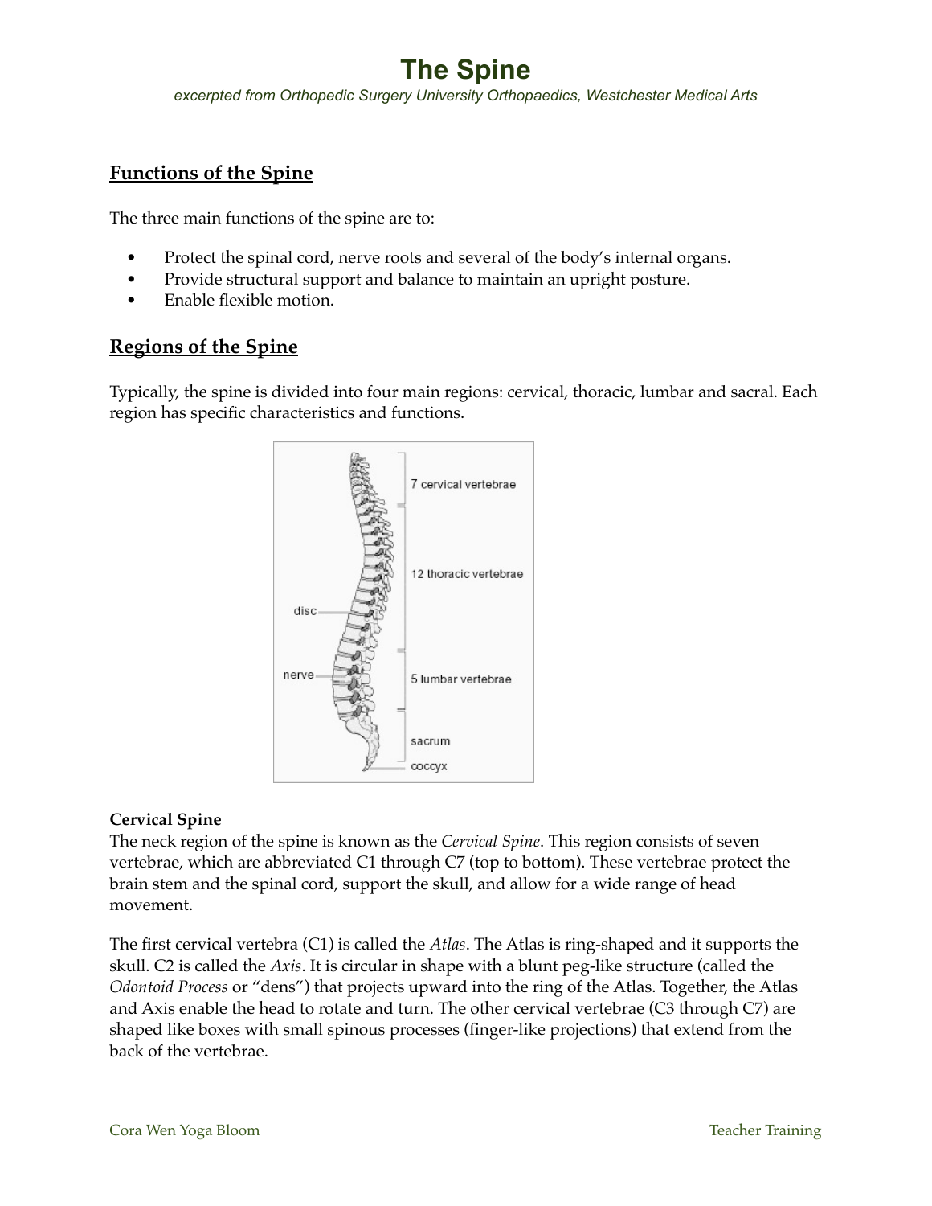# The Spine

*excerpted from Orthopedic Surgery University Orthopaedics, Westchester Medical Arts*

## Functions of the Spine

The three main functions of the spine are to:

- Protect the spinal cord, nerve roots and several of the body's internal organs.
- Provide structural support and balance to maintain an upright posture.
- Enable flexible motion.

## Regions of the Spine

Typically, the spine is divided into four main regions: cervical, thoracic, lumbar and sacral. Each region has specific characteristics and functions.

**Cervical Spine**

The neck region of the spine is known as the *Cervical Spine*. This region consists of seven vertebrae, which are abbreviated C1 through C7 (top to bottom). These vertebrae protect the brain stem and the spinal cord, support the skull, and allow for a wide range of head movement.

The first cervical vertebra (C1) is called the *Atlas*. The Atlas is ring-shaped and it supports the skull. C2 is called the *Axis*. It is circular in shape with a blunt peg-like structure (called the *Odontoid Process* or "dens") that projects upward into the ring of the Atlas. Together, the Atlas and Axis enable the head to rotate and turn. The other cervical vertebrae (C3 through C7) are shaped like boxes with small spinous processes (finger-like projections) that extend from the back of the vertebrae.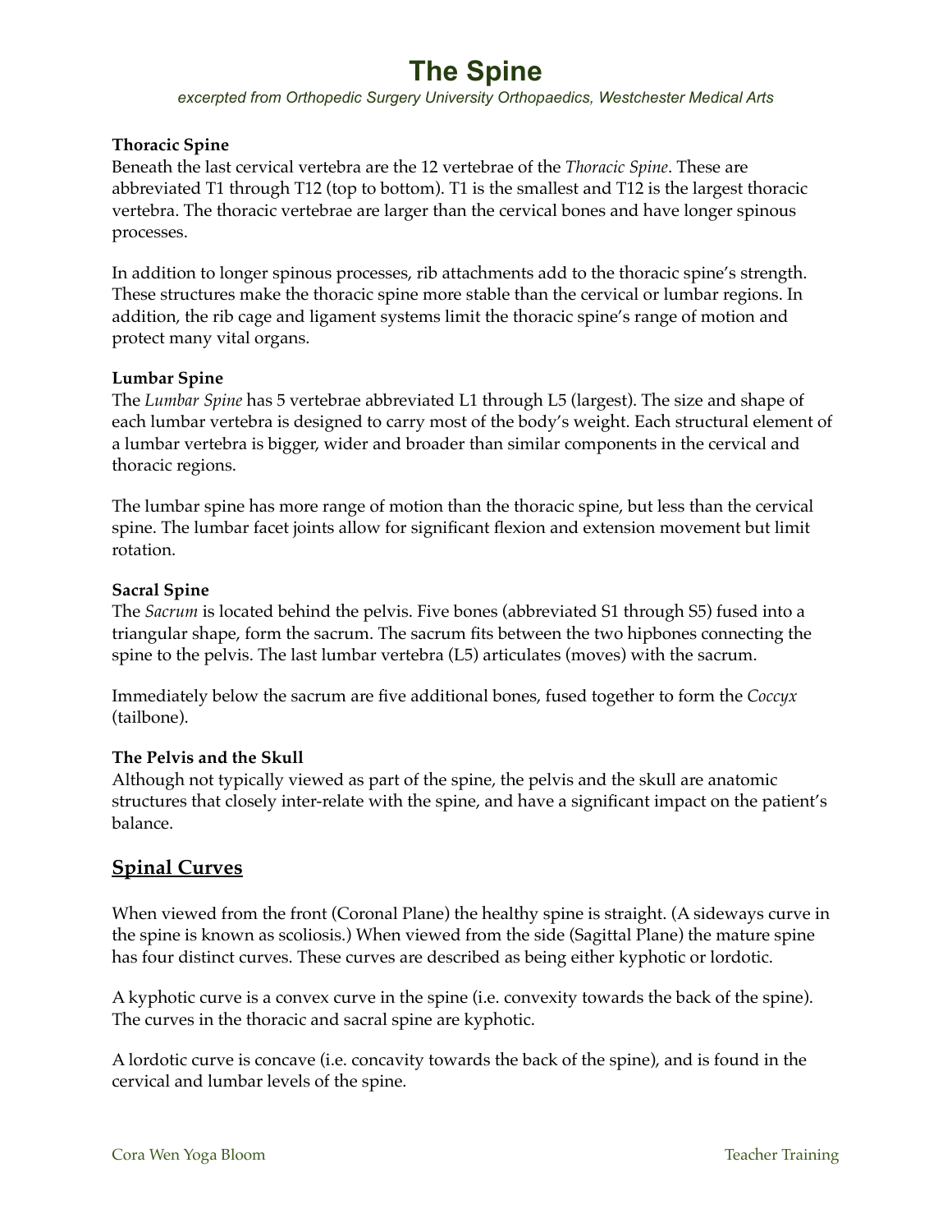# The Spine

*excerpted from Orthopedic Surgery University Orthopaedics, Westchester Medical Arts*

**Thoracic Spine**

Beneath the last cervical vertebra are the 12 vertebrae of the *Thoracic Spine*. These are abbreviated T1 through T12 (top to bottom). T1 is the smallest and T12 is the largest thoracic vertebra. The thoracic vertebrae are larger than the cervical bones and have longer spinous processes.

In addition to longer spinous processes, rib attachments add to the thoracic spine's strength. These structures make the thoracic spine more stable than the cervical or lumbar regions. In addition, the rib cage and ligament systems limit the thoracic spine's range of motion and protect many vital organs.

**Lumbar Spine**

The *Lumbar Spine* has 5 vertebrae abbreviated L1 through L5 (largest). The size and shape of each lumbar vertebra is designed to carry most of the body's weight. Each structural element of a lumbar vertebra is bigger, wider and broader than similar components in the cervical and thoracic regions.

The lumbar spine has more range of motion than the thoracic spine, but less than the cervical spine. The lumbar facet joints allow for significant flexion and extension movement but limit rotation.

**Sacral Spine**

The *Sacrum* is located behind the pelvis. Five bones (abbreviated S1 through S5) fused into a triangular shape, form the sacrum. The sacrum fits between the two hipbones connecting the spine to the pelvis. The last lumbar vertebra (L5) articulates (moves) with the sacrum.

Immediately below the sacrum are five additional bones, fused together to form the *Coccyx* (tailbone).

**The Pelvis and the Skull**

Although not typically viewed as part of the spine, the pelvis and the skull are anatomic structures that closely inter-relate with the spine, and have a significant impact on the patient's balance.

## Spinal Curves

When viewed from the front (Coronal Plane) the healthy spine is straight. (A sideways curve in the spine is known as scoliosis.) When viewed from the side (Sagittal Plane) the mature spine has four distinct curves. These curves are described as being either kyphotic or lordotic.

A kyphotic curve is a convex curve in the spine (i.e. convexity towards the back of the spine). The curves in the thoracic and sacral spine are kyphotic.

A lordotic curve is concave (i.e. concavity towards the back of the spine), and is found in the cervical and lumbar levels of the spine.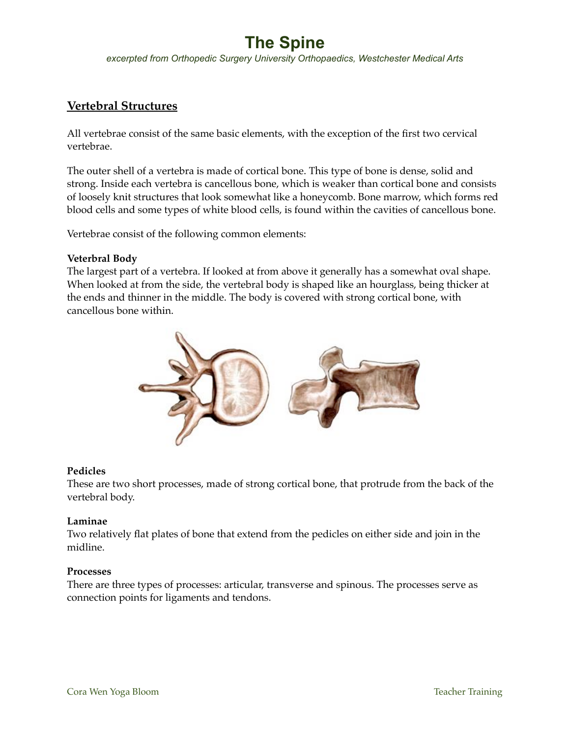# The Spine

*excerpted from Orthopedic Surgery University Orthopaedics, Westchester Medical Arts*

## Vertebral Structures

All vertebrae consist of the same basic elements, with the exception of the first two cervical vertebrae.

The outer shell of a vertebra is made of cortical bone. This type of bone is dense, solid and strong. Inside each vertebra is cancellous bone, which is weaker than cortical bone and consists of loosely knit structures that look somewhat like a honeycomb. Bone marrow, which forms red blood cells and some types of white blood cells, is found within the cavities of cancellous bone.

Vertebrae consist of the following common elements:

**Veterbral Body**
The largest part of a vertebra. If looked at from above it generally has a somewhat oval shape. When looked at from the side, the vertebral body is shaped like an hourglass, being thicker at the ends and thinner in the middle. The body is covered with strong cortical bone, with cancellous bone within.

**Pedicles**
These are two short processes, made of strong cortical bone, that protrude from the back of the vertebral body.

**Laminae**
Two relatively flat plates of bone that extend from the pedicles on either side and join in the midline.

**Processes**
There are three types of processes: articular, transverse and spinous. The processes serve as connection points for ligaments and tendons.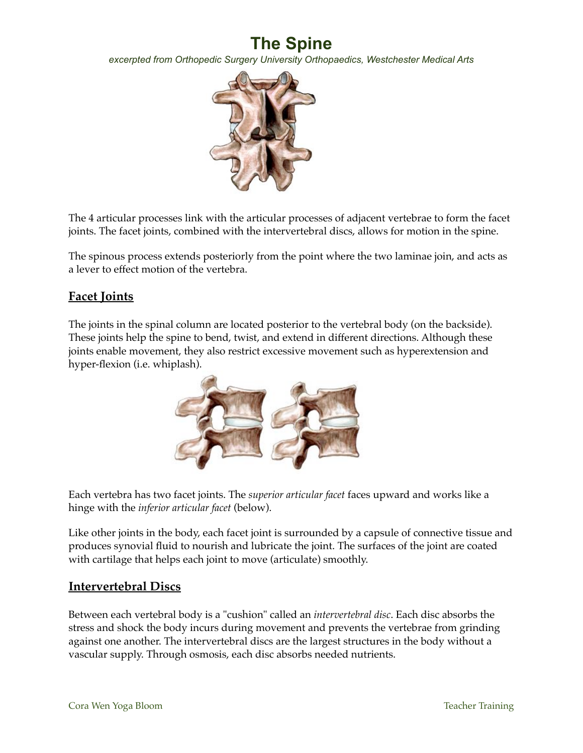# The Spine

*excerpted from Orthopedic Surgery University Orthopaedics, Westchester Medical Arts*

The 4 articular processes link with the articular processes of adjacent vertebrae to form the facet joints. The facet joints, combined with the intervertebral discs, allows for motion in the spine.

The spinous process extends posteriorly from the point where the two laminae join, and acts as a lever to effect motion of the vertebra.

## Facet Joints

The joints in the spinal column are located posterior to the vertebral body (on the backside). These joints help the spine to bend, twist, and extend in different directions. Although these joints enable movement, they also restrict excessive movement such as hyperextension and hyper-flexion (i.e. whiplash).

Each vertebra has two facet joints. The *superior articular facet* faces upward and works like a hinge with the *inferior articular facet* (below).

Like other joints in the body, each facet joint is surrounded by a capsule of connective tissue and produces synovial fluid to nourish and lubricate the joint. The surfaces of the joint are coated with cartilage that helps each joint to move (articulate) smoothly.

## Intervertebral Discs

Between each vertebral body is a "cushion" called an *intervertebral disc*. Each disc absorbs the stress and shock the body incurs during movement and prevents the vertebrae from grinding against one another. The intervertebral discs are the largest structures in the body without a vascular supply. Through osmosis, each disc absorbs needed nutrients.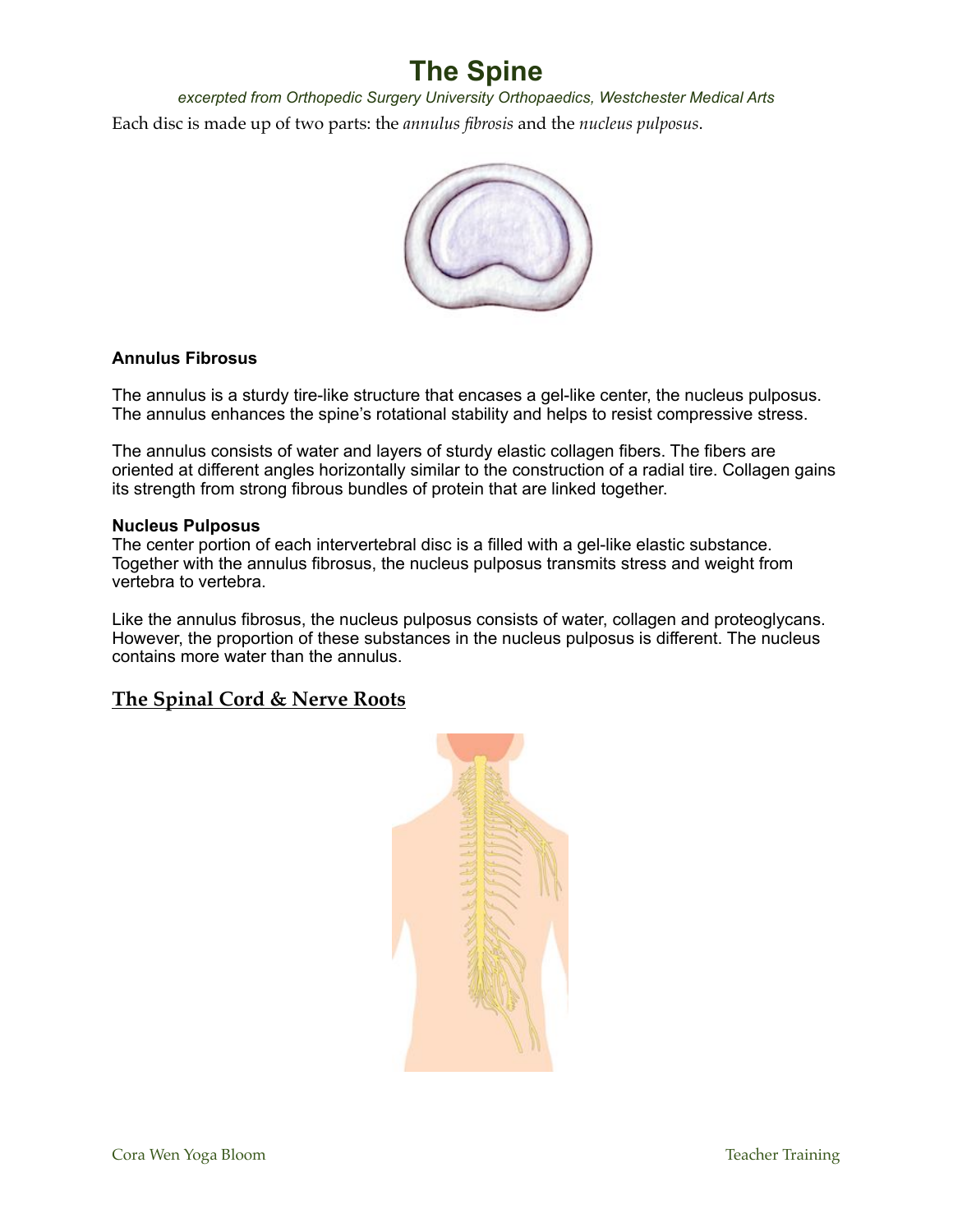# The Spine

*excerpted from Orthopedic Surgery University Orthopaedics, Westchester Medical Arts*

Each disc is made up of two parts: the *annulus fibrosis* and the *nucleus pulposus*.

**Annulus Fibrosus**

The annulus is a sturdy tire-like structure that encases a gel-like center, the nucleus pulposus. The annulus enhances the spine's rotational stability and helps to resist compressive stress.

The annulus consists of water and layers of sturdy elastic collagen fibers. The fibers are oriented at different angles horizontally similar to the construction of a radial tire. Collagen gains its strength from strong fibrous bundles of protein that are linked together.

**Nucleus Pulposus**

The center portion of each intervertebral disc is a filled with a gel-like elastic substance. Together with the annulus fibrosus, the nucleus pulposus transmits stress and weight from vertebra to vertebra.

Like the annulus fibrosus, the nucleus pulposus consists of water, collagen and proteoglycans. However, the proportion of these substances in the nucleus pulposus is different. The nucleus contains more water than the annulus.

## The Spinal Cord & Nerve Roots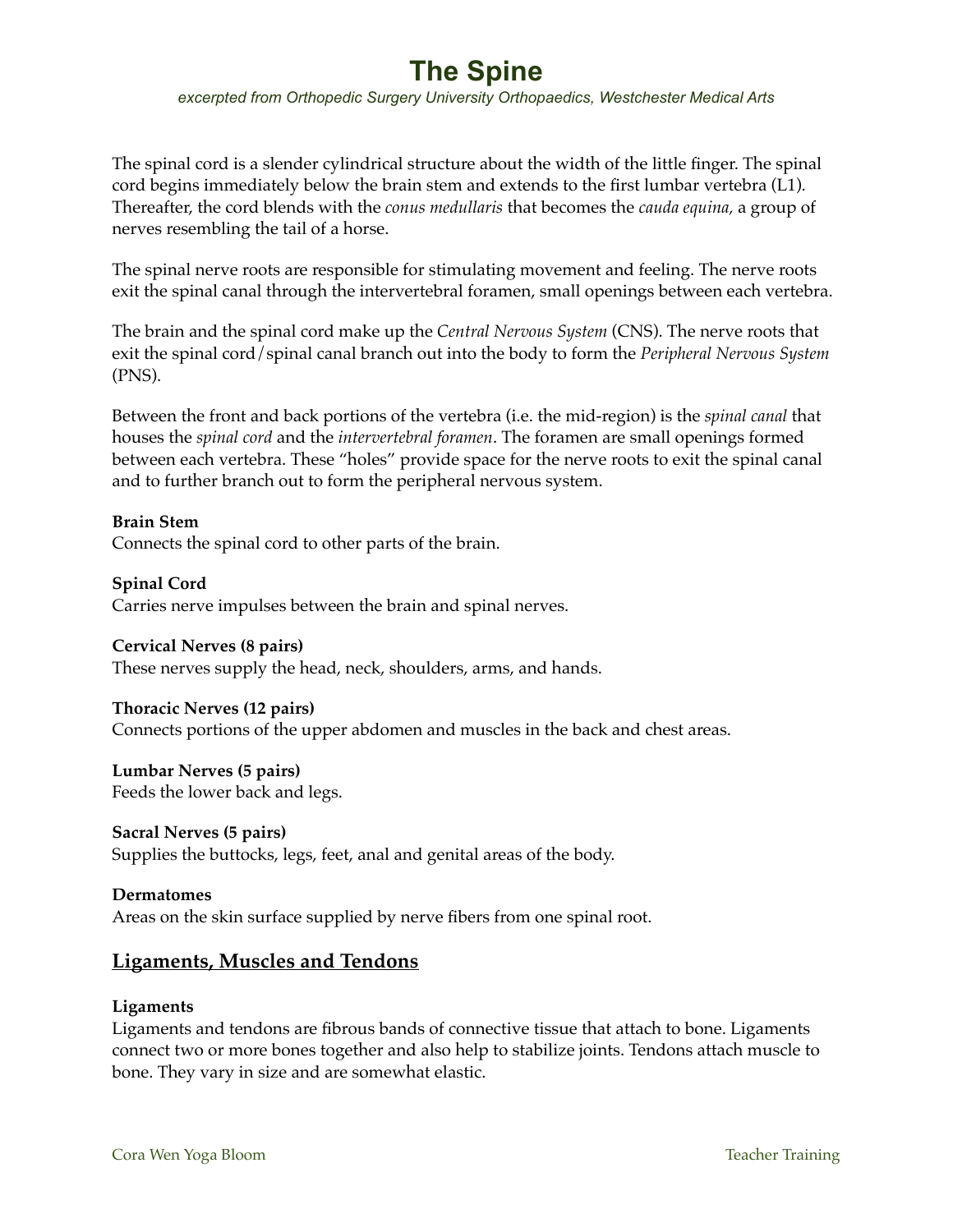# The Spine

*excerpted from Orthopedic Surgery University Orthopaedics, Westchester Medical Arts*

The spinal cord is a slender cylindrical structure about the width of the little finger. The spinal cord begins immediately below the brain stem and extends to the first lumbar vertebra (L1). Thereafter, the cord blends with the *conus medullaris* that becomes the *cauda equina,* a group of nerves resembling the tail of a horse.

The spinal nerve roots are responsible for stimulating movement and feeling. The nerve roots exit the spinal canal through the intervertebral foramen, small openings between each vertebra.

The brain and the spinal cord make up the *Central Nervous System* (CNS). The nerve roots that exit the spinal cord/spinal canal branch out into the body to form the *Peripheral Nervous System* (PNS).

Between the front and back portions of the vertebra (i.e. the mid-region) is the *spinal canal* that houses the *spinal cord* and the *intervertebral foramen*. The foramen are small openings formed between each vertebra. These "holes" provide space for the nerve roots to exit the spinal canal and to further branch out to form the peripheral nervous system.

**Brain Stem**
Connects the spinal cord to other parts of the brain.

**Spinal Cord**
Carries nerve impulses between the brain and spinal nerves.

**Cervical Nerves (8 pairs)**
These nerves supply the head, neck, shoulders, arms, and hands.

**Thoracic Nerves (12 pairs)**
Connects portions of the upper abdomen and muscles in the back and chest areas.

**Lumbar Nerves (5 pairs)**
Feeds the lower back and legs.

**Sacral Nerves (5 pairs)**
Supplies the buttocks, legs, feet, anal and genital areas of the body.

**Dermatomes**
Areas on the skin surface supplied by nerve fibers from one spinal root.

## Ligaments, Muscles and Tendons

**Ligaments**
Ligaments and tendons are fibrous bands of connective tissue that attach to bone. Ligaments connect two or more bones together and also help to stabilize joints. Tendons attach muscle to bone. They vary in size and are somewhat elastic.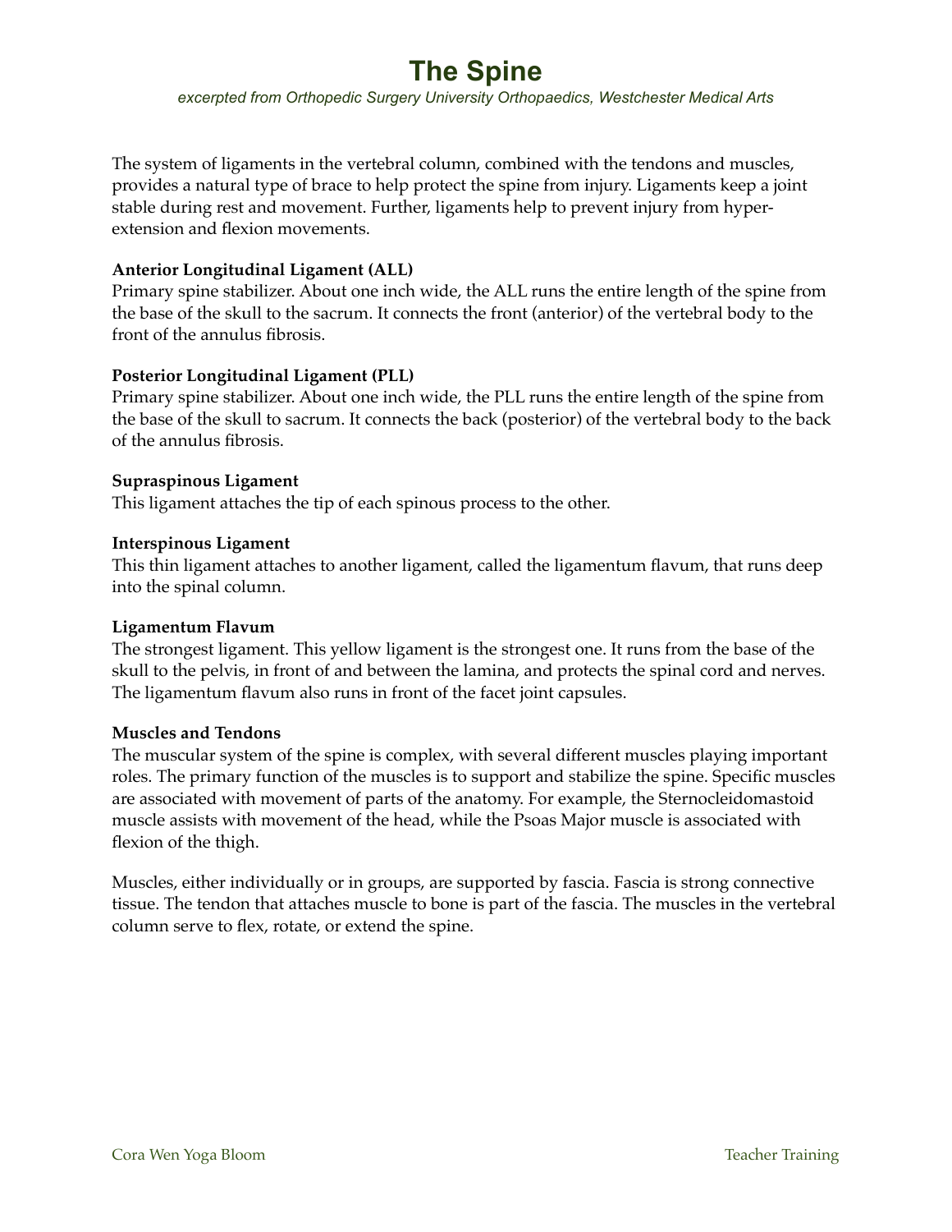# The Spine

*excerpted from Orthopedic Surgery University Orthopaedics, Westchester Medical Arts*

The system of ligaments in the vertebral column, combined with the tendons and muscles, provides a natural type of brace to help protect the spine from injury. Ligaments keep a joint stable during rest and movement. Further, ligaments help to prevent injury from hyper-extension and flexion movements.

**Anterior Longitudinal Ligament (ALL)**

Primary spine stabilizer. About one inch wide, the ALL runs the entire length of the spine from the base of the skull to the sacrum. It connects the front (anterior) of the vertebral body to the front of the annulus fibrosis.

**Posterior Longitudinal Ligament (PLL)**

Primary spine stabilizer. About one inch wide, the PLL runs the entire length of the spine from the base of the skull to sacrum. It connects the back (posterior) of the vertebral body to the back of the annulus fibrosis.

**Supraspinous Ligament**

This ligament attaches the tip of each spinous process to the other.

**Interspinous Ligament**

This thin ligament attaches to another ligament, called the ligamentum flavum, that runs deep into the spinal column.

**Ligamentum Flavum**

The strongest ligament. This yellow ligament is the strongest one. It runs from the base of the skull to the pelvis, in front of and between the lamina, and protects the spinal cord and nerves. The ligamentum flavum also runs in front of the facet joint capsules.

**Muscles and Tendons**

The muscular system of the spine is complex, with several different muscles playing important roles. The primary function of the muscles is to support and stabilize the spine. Specific muscles are associated with movement of parts of the anatomy. For example, the Sternocleidomastoid muscle assists with movement of the head, while the Psoas Major muscle is associated with flexion of the thigh.

Muscles, either individually or in groups, are supported by fascia. Fascia is strong connective tissue. The tendon that attaches muscle to bone is part of the fascia. The muscles in the vertebral column serve to flex, rotate, or extend the spine.